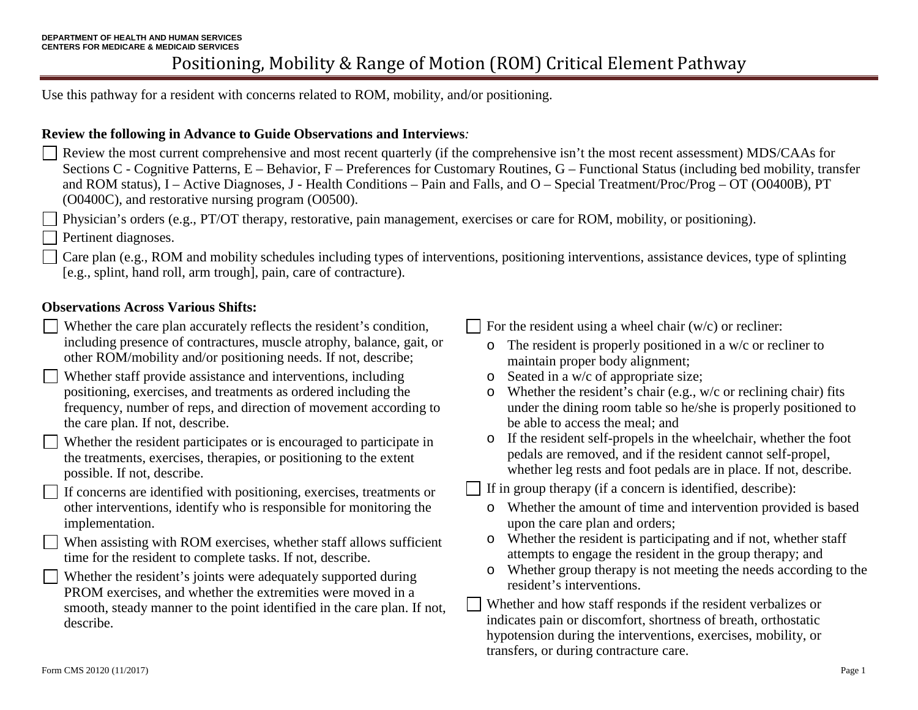DEPARTMENT OF HEALTH AND HUMAN SERVICES
CENTERS FOR MEDICARE & MEDICAID SERVICES

# Positioning, Mobility & Range of Motion (ROM) Critical Element Pathway

Use this pathway for a resident with concerns related to ROM, mobility, and/or positioning.

**Review the following in Advance to Guide Observations and Interviews***:*

- ☐ Review the most current comprehensive and most recent quarterly (if the comprehensive isn't the most recent assessment) MDS/CAAs for Sections C - Cognitive Patterns, E – Behavior, F – Preferences for Customary Routines, G – Functional Status (including bed mobility, transfer and ROM status), I – Active Diagnoses, J - Health Conditions – Pain and Falls, and O – Special Treatment/Proc/Prog – OT (O0400B), PT (O0400C), and restorative nursing program (O0500).
- ☐ Physician's orders (e.g., PT/OT therapy, restorative, pain management, exercises or care for ROM, mobility, or positioning).
- ☐ Pertinent diagnoses.
- ☐ Care plan (e.g., ROM and mobility schedules including types of interventions, positioning interventions, assistance devices, type of splinting [e.g., splint, hand roll, arm trough], pain, care of contracture).

**Observations Across Various Shifts:**

- ☐ Whether the care plan accurately reflects the resident's condition, including presence of contractures, muscle atrophy, balance, gait, or other ROM/mobility and/or positioning needs. If not, describe;
- ☐ Whether staff provide assistance and interventions, including positioning, exercises, and treatments as ordered including the frequency, number of reps, and direction of movement according to the care plan. If not, describe.
- ☐ Whether the resident participates or is encouraged to participate in the treatments, exercises, therapies, or positioning to the extent possible. If not, describe.
- ☐ If concerns are identified with positioning, exercises, treatments or other interventions, identify who is responsible for monitoring the implementation.
- ☐ When assisting with ROM exercises, whether staff allows sufficient time for the resident to complete tasks. If not, describe.
- ☐ Whether the resident's joints were adequately supported during PROM exercises, and whether the extremities were moved in a smooth, steady manner to the point identified in the care plan. If not, describe.
- ☐ For the resident using a wheel chair (w/c) or recliner:
  - The resident is properly positioned in a w/c or recliner to maintain proper body alignment;
  - Seated in a w/c of appropriate size;
  - Whether the resident's chair (e.g., w/c or reclining chair) fits under the dining room table so he/she is properly positioned to be able to access the meal; and
  - If the resident self-propels in the wheelchair, whether the foot pedals are removed, and if the resident cannot self-propel, whether leg rests and foot pedals are in place. If not, describe.
- ☐ If in group therapy (if a concern is identified, describe):
  - Whether the amount of time and intervention provided is based upon the care plan and orders;
  - Whether the resident is participating and if not, whether staff attempts to engage the resident in the group therapy; and
  - Whether group therapy is not meeting the needs according to the resident's interventions.
- ☐ Whether and how staff responds if the resident verbalizes or indicates pain or discomfort, shortness of breath, orthostatic hypotension during the interventions, exercises, mobility, or transfers, or during contracture care.

Form CMS 20120 (11/2017)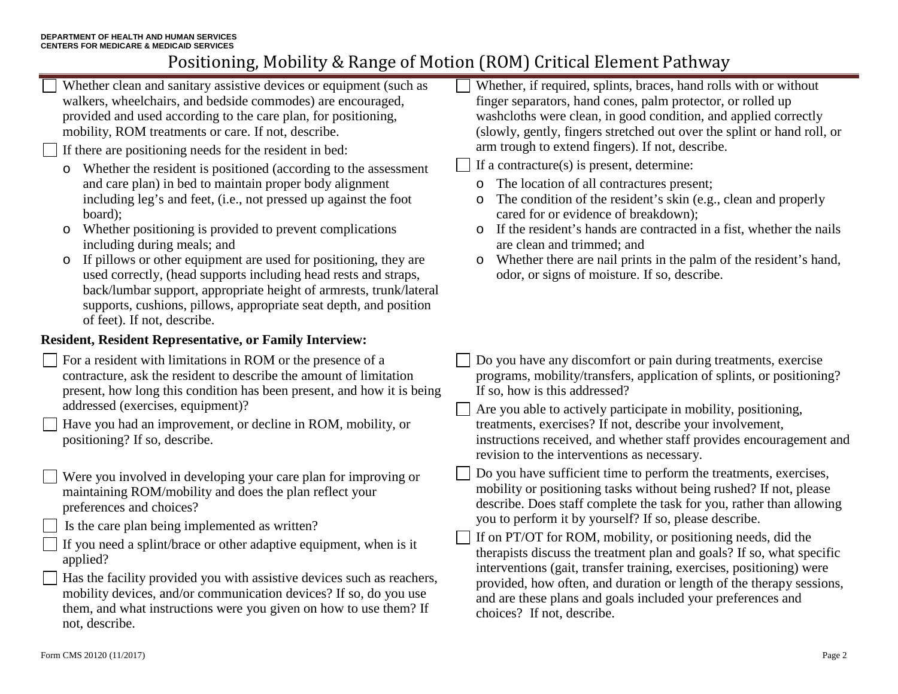# Positioning, Mobility & Range of Motion (ROM) Critical Element Pathway

- [ ] Whether clean and sanitary assistive devices or equipment (such as walkers, wheelchairs, and bedside commodes) are encouraged, provided and used according to the care plan, for positioning, mobility, ROM treatments or care. If not, describe.
- [ ] If there are positioning needs for the resident in bed:
  - Whether the resident is positioned (according to the assessment and care plan) in bed to maintain proper body alignment including leg's and feet, (i.e., not pressed up against the foot board);
  - Whether positioning is provided to prevent complications including during meals; and
  - If pillows or other equipment are used for positioning, they are used correctly, (head supports including head rests and straps, back/lumbar support, appropriate height of armrests, trunk/lateral supports, cushions, pillows, appropriate seat depth, and position of feet). If not, describe.
- [ ] Whether, if required, splints, braces, hand rolls with or without finger separators, hand cones, palm protector, or rolled up washcloths were clean, in good condition, and applied correctly (slowly, gently, fingers stretched out over the splint or hand roll, or arm trough to extend fingers). If not, describe.
- [ ] If a contracture(s) is present, determine:
  - The location of all contractures present;
  - The condition of the resident's skin (e.g., clean and properly cared for or evidence of breakdown);
  - If the resident's hands are contracted in a fist, whether the nails are clean and trimmed; and
  - Whether there are nail prints in the palm of the resident's hand, odor, or signs of moisture. If so, describe.

**Resident, Resident Representative, or Family Interview:**

- [ ] For a resident with limitations in ROM or the presence of a contracture, ask the resident to describe the amount of limitation present, how long this condition has been present, and how it is being addressed (exercises, equipment)?
- [ ] Have you had an improvement, or decline in ROM, mobility, or positioning? If so, describe.
- [ ] Were you involved in developing your care plan for improving or maintaining ROM/mobility and does the plan reflect your preferences and choices?
- [ ] Is the care plan being implemented as written?
- [ ] If you need a splint/brace or other adaptive equipment, when is it applied?
- [ ] Has the facility provided you with assistive devices such as reachers, mobility devices, and/or communication devices? If so, do you use them, and what instructions were you given on how to use them? If not, describe.
- [ ] Do you have any discomfort or pain during treatments, exercise programs, mobility/transfers, application of splints, or positioning? If so, how is this addressed?
- [ ] Are you able to actively participate in mobility, positioning, treatments, exercises? If not, describe your involvement, instructions received, and whether staff provides encouragement and revision to the interventions as necessary.
- [ ] Do you have sufficient time to perform the treatments, exercises, mobility or positioning tasks without being rushed? If not, please describe. Does staff complete the task for you, rather than allowing you to perform it by yourself? If so, please describe.
- [ ] If on PT/OT for ROM, mobility, or positioning needs, did the therapists discuss the treatment plan and goals? If so, what specific interventions (gait, transfer training, exercises, positioning) were provided, how often, and duration or length of the therapy sessions, and are these plans and goals included your preferences and choices? If not, describe.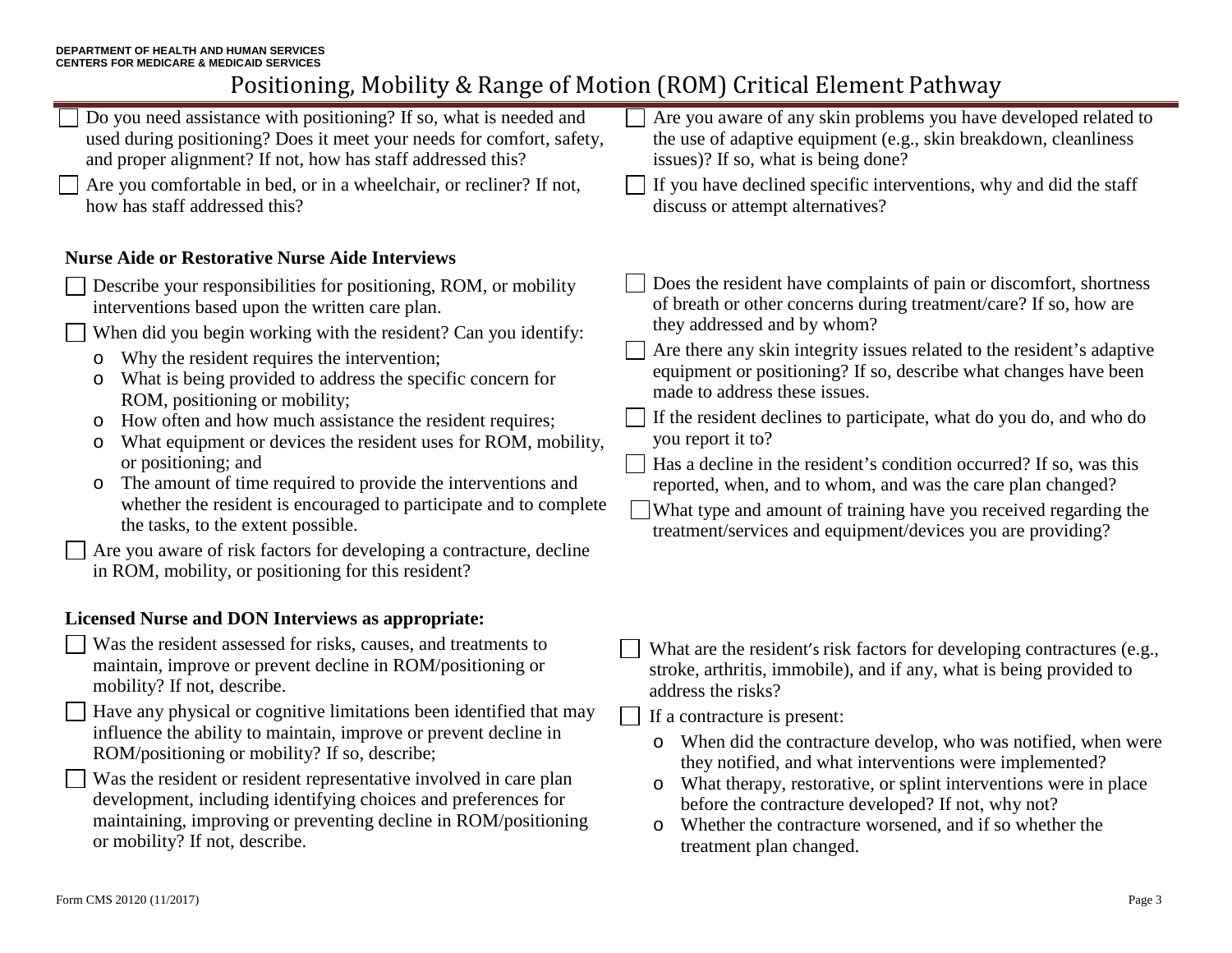# Positioning, Mobility & Range of Motion (ROM) Critical Element Pathway

- [ ] Do you need assistance with positioning? If so, what is needed and used during positioning? Does it meet your needs for comfort, safety, and proper alignment? If not, how has staff addressed this?
- [ ] Are you comfortable in bed, or in a wheelchair, or recliner? If not, how has staff addressed this?
- [ ] Are you aware of any skin problems you have developed related to the use of adaptive equipment (e.g., skin breakdown, cleanliness issues)? If so, what is being done?
- [ ] If you have declined specific interventions, why and did the staff discuss or attempt alternatives?

**Nurse Aide or Restorative Nurse Aide Interviews**

- [ ] Describe your responsibilities for positioning, ROM, or mobility interventions based upon the written care plan.
- [ ] When did you begin working with the resident? Can you identify:
  - o Why the resident requires the intervention;
  - o What is being provided to address the specific concern for ROM, positioning or mobility;
  - o How often and how much assistance the resident requires;
  - o What equipment or devices the resident uses for ROM, mobility, or positioning; and
  - o The amount of time required to provide the interventions and whether the resident is encouraged to participate and to complete the tasks, to the extent possible.
- [ ] Are you aware of risk factors for developing a contracture, decline in ROM, mobility, or positioning for this resident?
- [ ] Does the resident have complaints of pain or discomfort, shortness of breath or other concerns during treatment/care? If so, how are they addressed and by whom?
- [ ] Are there any skin integrity issues related to the resident's adaptive equipment or positioning? If so, describe what changes have been made to address these issues.
- [ ] If the resident declines to participate, what do you do, and who do you report it to?
- [ ] Has a decline in the resident's condition occurred? If so, was this reported, when, and to whom, and was the care plan changed?
- [ ] What type and amount of training have you received regarding the treatment/services and equipment/devices you are providing?

**Licensed Nurse and DON Interviews as appropriate:**

- [ ] Was the resident assessed for risks, causes, and treatments to maintain, improve or prevent decline in ROM/positioning or mobility? If not, describe.
- [ ] Have any physical or cognitive limitations been identified that may influence the ability to maintain, improve or prevent decline in ROM/positioning or mobility? If so, describe;
- [ ] Was the resident or resident representative involved in care plan development, including identifying choices and preferences for maintaining, improving or preventing decline in ROM/positioning or mobility? If not, describe.
- [ ] What are the resident's risk factors for developing contractures (e.g., stroke, arthritis, immobile), and if any, what is being provided to address the risks?
- [ ] If a contracture is present:
  - o When did the contracture develop, who was notified, when were they notified, and what interventions were implemented?
  - o What therapy, restorative, or splint interventions were in place before the contracture developed? If not, why not?
  - o Whether the contracture worsened, and if so whether the treatment plan changed.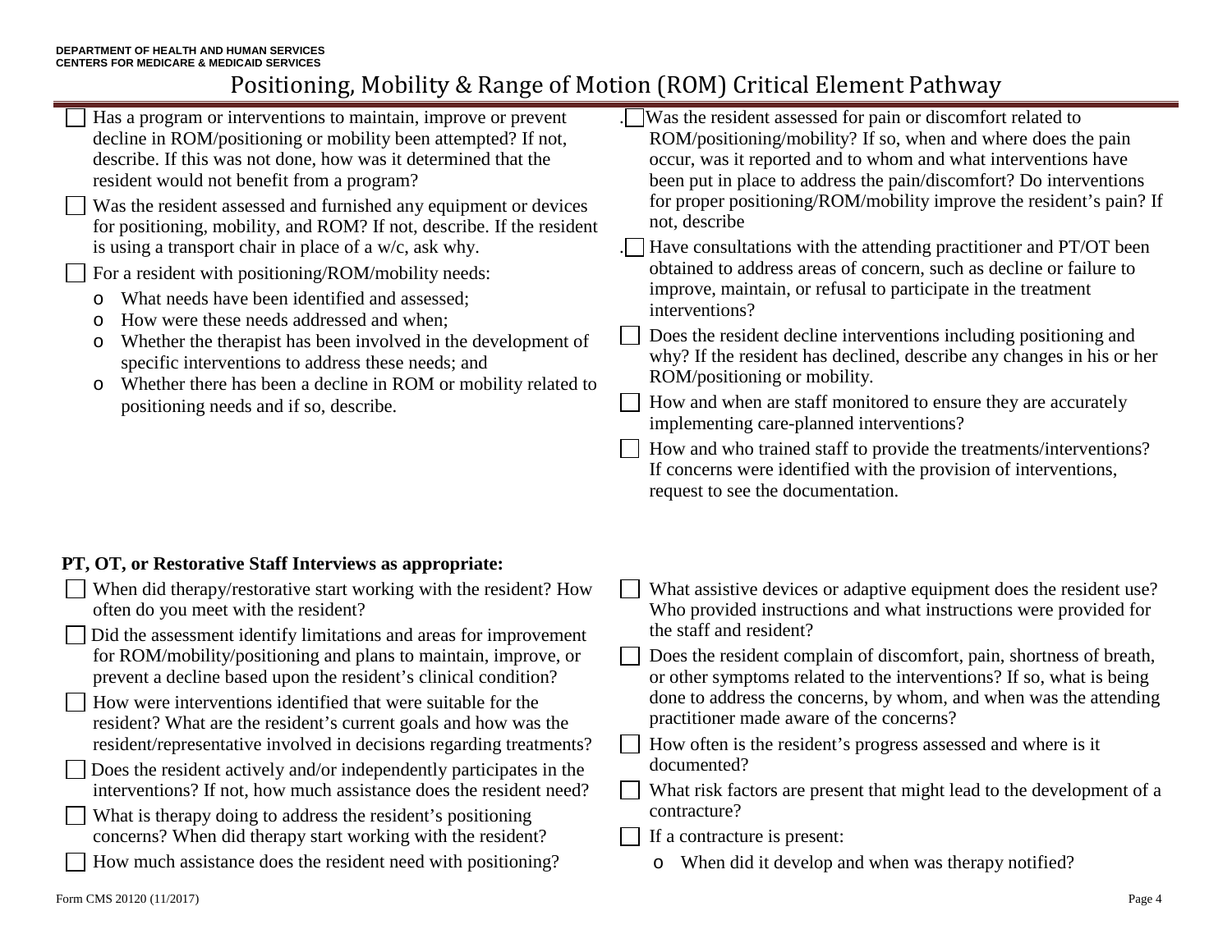# Positioning, Mobility & Range of Motion (ROM) Critical Element Pathway

- ☐ Has a program or interventions to maintain, improve or prevent decline in ROM/positioning or mobility been attempted? If not, describe. If this was not done, how was it determined that the resident would not benefit from a program?
- ☐ Was the resident assessed and furnished any equipment or devices for positioning, mobility, and ROM? If not, describe. If the resident is using a transport chair in place of a w/c, ask why.
- ☐ For a resident with positioning/ROM/mobility needs:
  - What needs have been identified and assessed;
  - How were these needs addressed and when;
  - Whether the therapist has been involved in the development of specific interventions to address these needs; and
  - Whether there has been a decline in ROM or mobility related to positioning needs and if so, describe.
- ☐ Was the resident assessed for pain or discomfort related to ROM/positioning/mobility? If so, when and where does the pain occur, was it reported and to whom and what interventions have been put in place to address the pain/discomfort? Do interventions for proper positioning/ROM/mobility improve the resident's pain? If not, describe
- ☐ Have consultations with the attending practitioner and PT/OT been obtained to address areas of concern, such as decline or failure to improve, maintain, or refusal to participate in the treatment interventions?
- ☐ Does the resident decline interventions including positioning and why? If the resident has declined, describe any changes in his or her ROM/positioning or mobility.
- ☐ How and when are staff monitored to ensure they are accurately implementing care-planned interventions?
- ☐ How and who trained staff to provide the treatments/interventions? If concerns were identified with the provision of interventions, request to see the documentation.

**PT, OT, or Restorative Staff Interviews as appropriate:**

- ☐ When did therapy/restorative start working with the resident? How often do you meet with the resident?
- ☐ Did the assessment identify limitations and areas for improvement for ROM/mobility/positioning and plans to maintain, improve, or prevent a decline based upon the resident's clinical condition?
- ☐ How were interventions identified that were suitable for the resident? What are the resident's current goals and how was the resident/representative involved in decisions regarding treatments?
- ☐ Does the resident actively and/or independently participates in the interventions? If not, how much assistance does the resident need?
- ☐ What is therapy doing to address the resident's positioning concerns? When did therapy start working with the resident?
- ☐ How much assistance does the resident need with positioning?
- ☐ What assistive devices or adaptive equipment does the resident use? Who provided instructions and what instructions were provided for the staff and resident?
- ☐ Does the resident complain of discomfort, pain, shortness of breath, or other symptoms related to the interventions? If so, what is being done to address the concerns, by whom, and when was the attending practitioner made aware of the concerns?
- ☐ How often is the resident's progress assessed and where is it documented?
- ☐ What risk factors are present that might lead to the development of a contracture?
- ☐ If a contracture is present:
  - When did it develop and when was therapy notified?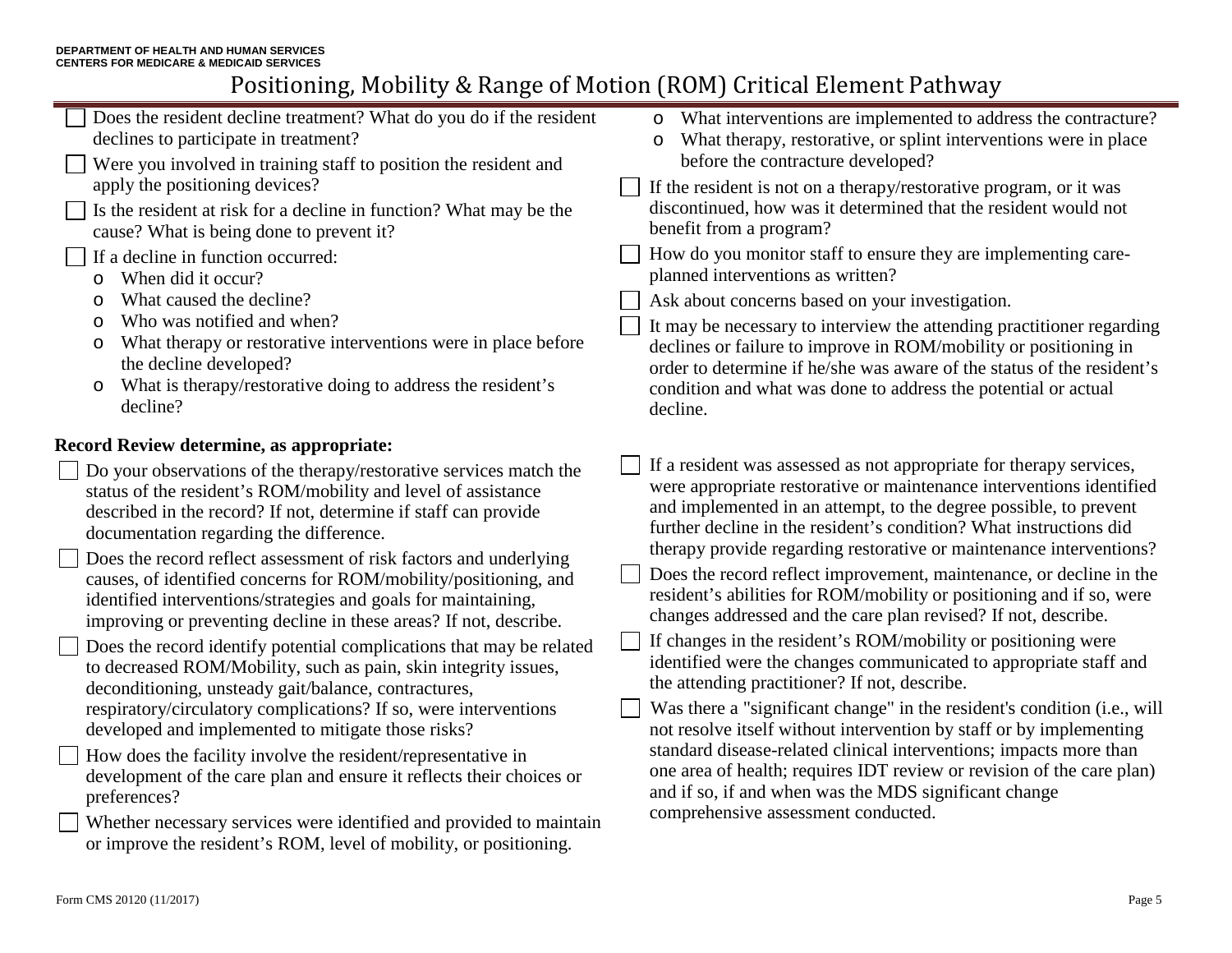# Positioning, Mobility & Range of Motion (ROM) Critical Element Pathway

- [ ] Does the resident decline treatment? What do you do if the resident declines to participate in treatment?
- [ ] Were you involved in training staff to position the resident and apply the positioning devices?
- [ ] Is the resident at risk for a decline in function? What may be the cause? What is being done to prevent it?
- [ ] If a decline in function occurred:
  - When did it occur?
  - What caused the decline?
  - Who was notified and when?
  - What therapy or restorative interventions were in place before the decline developed?
  - What is therapy/restorative doing to address the resident's decline?

**Record Review determine, as appropriate:**

- [ ] Do your observations of the therapy/restorative services match the status of the resident's ROM/mobility and level of assistance described in the record? If not, determine if staff can provide documentation regarding the difference.
- [ ] Does the record reflect assessment of risk factors and underlying causes, of identified concerns for ROM/mobility/positioning, and identified interventions/strategies and goals for maintaining, improving or preventing decline in these areas? If not, describe.
- [ ] Does the record identify potential complications that may be related to decreased ROM/Mobility, such as pain, skin integrity issues, deconditioning, unsteady gait/balance, contractures, respiratory/circulatory complications? If so, were interventions developed and implemented to mitigate those risks?
- [ ] How does the facility involve the resident/representative in development of the care plan and ensure it reflects their choices or preferences?
- [ ] Whether necessary services were identified and provided to maintain or improve the resident's ROM, level of mobility, or positioning.

  - What interventions are implemented to address the contracture?
  - What therapy, restorative, or splint interventions were in place before the contracture developed?

- [ ] If the resident is not on a therapy/restorative program, or it was discontinued, how was it determined that the resident would not benefit from a program?
- [ ] How do you monitor staff to ensure they are implementing care-planned interventions as written?
- [ ] Ask about concerns based on your investigation.
- [ ] It may be necessary to interview the attending practitioner regarding declines or failure to improve in ROM/mobility or positioning in order to determine if he/she was aware of the status of the resident's condition and what was done to address the potential or actual decline.

- [ ] If a resident was assessed as not appropriate for therapy services, were appropriate restorative or maintenance interventions identified and implemented in an attempt, to the degree possible, to prevent further decline in the resident's condition? What instructions did therapy provide regarding restorative or maintenance interventions?
- [ ] Does the record reflect improvement, maintenance, or decline in the resident's abilities for ROM/mobility or positioning and if so, were changes addressed and the care plan revised? If not, describe.
- [ ] If changes in the resident's ROM/mobility or positioning were identified were the changes communicated to appropriate staff and the attending practitioner? If not, describe.
- [ ] Was there a "significant change" in the resident's condition (i.e., will not resolve itself without intervention by staff or by implementing standard disease-related clinical interventions; impacts more than one area of health; requires IDT review or revision of the care plan) and if so, if and when was the MDS significant change comprehensive assessment conducted.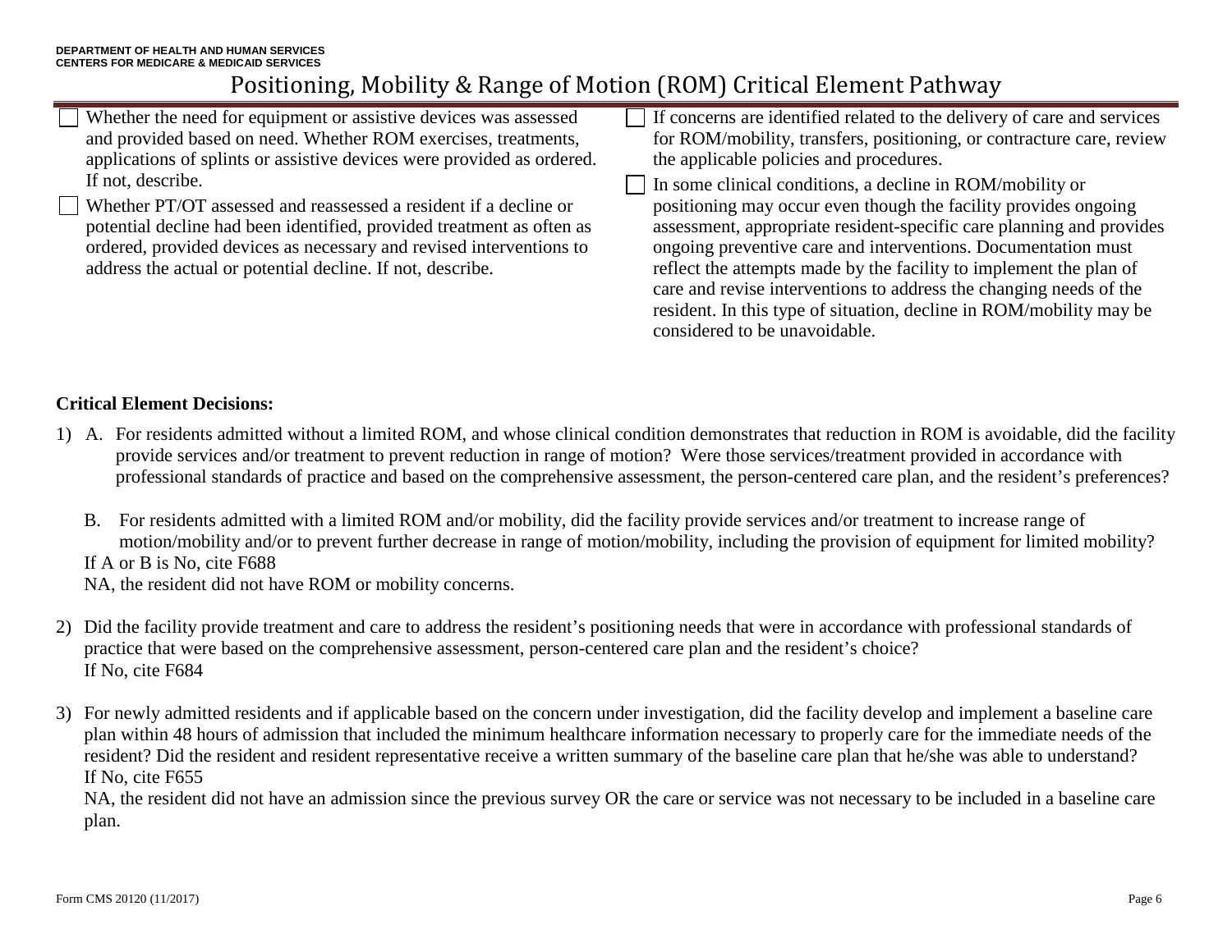# Positioning, Mobility & Range of Motion (ROM) Critical Element Pathway

- [ ] Whether the need for equipment or assistive devices was assessed and provided based on need. Whether ROM exercises, treatments, applications of splints or assistive devices were provided as ordered. If not, describe.
- [ ] Whether PT/OT assessed and reassessed a resident if a decline or potential decline had been identified, provided treatment as often as ordered, provided devices as necessary and revised interventions to address the actual or potential decline. If not, describe.
- [ ] If concerns are identified related to the delivery of care and services for ROM/mobility, transfers, positioning, or contracture care, review the applicable policies and procedures.
- [ ] In some clinical conditions, a decline in ROM/mobility or positioning may occur even though the facility provides ongoing assessment, appropriate resident-specific care planning and provides ongoing preventive care and interventions. Documentation must reflect the attempts made by the facility to implement the plan of care and revise interventions to address the changing needs of the resident. In this type of situation, decline in ROM/mobility may be considered to be unavoidable.

**Critical Element Decisions:**

1) A. For residents admitted without a limited ROM, and whose clinical condition demonstrates that reduction in ROM is avoidable, did the facility provide services and/or treatment to prevent reduction in range of motion? Were those services/treatment provided in accordance with professional standards of practice and based on the comprehensive assessment, the person-centered care plan, and the resident's preferences?

   B. For residents admitted with a limited ROM and/or mobility, did the facility provide services and/or treatment to increase range of motion/mobility and/or to prevent further decrease in range of motion/mobility, including the provision of equipment for limited mobility?

   If A or B is No, cite F688

   NA, the resident did not have ROM or mobility concerns.

2) Did the facility provide treatment and care to address the resident's positioning needs that were in accordance with professional standards of practice that were based on the comprehensive assessment, person-centered care plan and the resident's choice?
   If No, cite F684

3) For newly admitted residents and if applicable based on the concern under investigation, did the facility develop and implement a baseline care plan within 48 hours of admission that included the minimum healthcare information necessary to properly care for the immediate needs of the resident? Did the resident and resident representative receive a written summary of the baseline care plan that he/she was able to understand?
   If No, cite F655

   NA, the resident did not have an admission since the previous survey OR the care or service was not necessary to be included in a baseline care plan.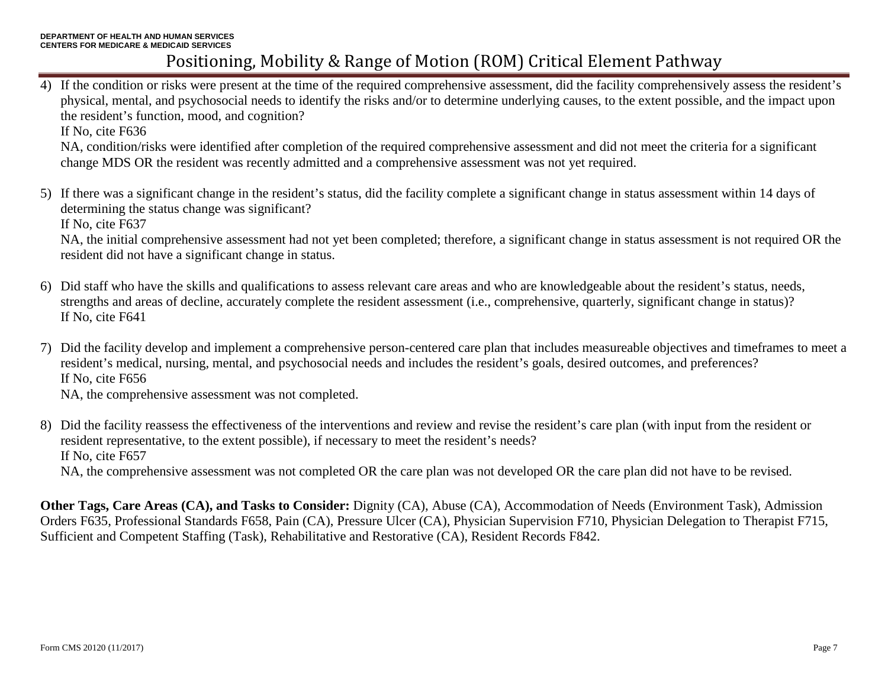# Positioning, Mobility & Range of Motion (ROM) Critical Element Pathway

4) If the condition or risks were present at the time of the required comprehensive assessment, did the facility comprehensively assess the resident's physical, mental, and psychosocial needs to identify the risks and/or to determine underlying causes, to the extent possible, and the impact upon the resident's function, mood, and cognition?
   If No, cite F636
   NA, condition/risks were identified after completion of the required comprehensive assessment and did not meet the criteria for a significant change MDS OR the resident was recently admitted and a comprehensive assessment was not yet required.

5) If there was a significant change in the resident's status, did the facility complete a significant change in status assessment within 14 days of determining the status change was significant?
   If No, cite F637
   NA, the initial comprehensive assessment had not yet been completed; therefore, a significant change in status assessment is not required OR the resident did not have a significant change in status.

6) Did staff who have the skills and qualifications to assess relevant care areas and who are knowledgeable about the resident's status, needs, strengths and areas of decline, accurately complete the resident assessment (i.e., comprehensive, quarterly, significant change in status)?
   If No, cite F641

7) Did the facility develop and implement a comprehensive person-centered care plan that includes measureable objectives and timeframes to meet a resident's medical, nursing, mental, and psychosocial needs and includes the resident's goals, desired outcomes, and preferences?
   If No, cite F656
   NA, the comprehensive assessment was not completed.

8) Did the facility reassess the effectiveness of the interventions and review and revise the resident's care plan (with input from the resident or resident representative, to the extent possible), if necessary to meet the resident's needs?
   If No, cite F657
   NA, the comprehensive assessment was not completed OR the care plan was not developed OR the care plan did not have to be revised.

**Other Tags, Care Areas (CA), and Tasks to Consider:** Dignity (CA), Abuse (CA), Accommodation of Needs (Environment Task), Admission Orders F635, Professional Standards F658, Pain (CA), Pressure Ulcer (CA), Physician Supervision F710, Physician Delegation to Therapist F715, Sufficient and Competent Staffing (Task), Rehabilitative and Restorative (CA), Resident Records F842.